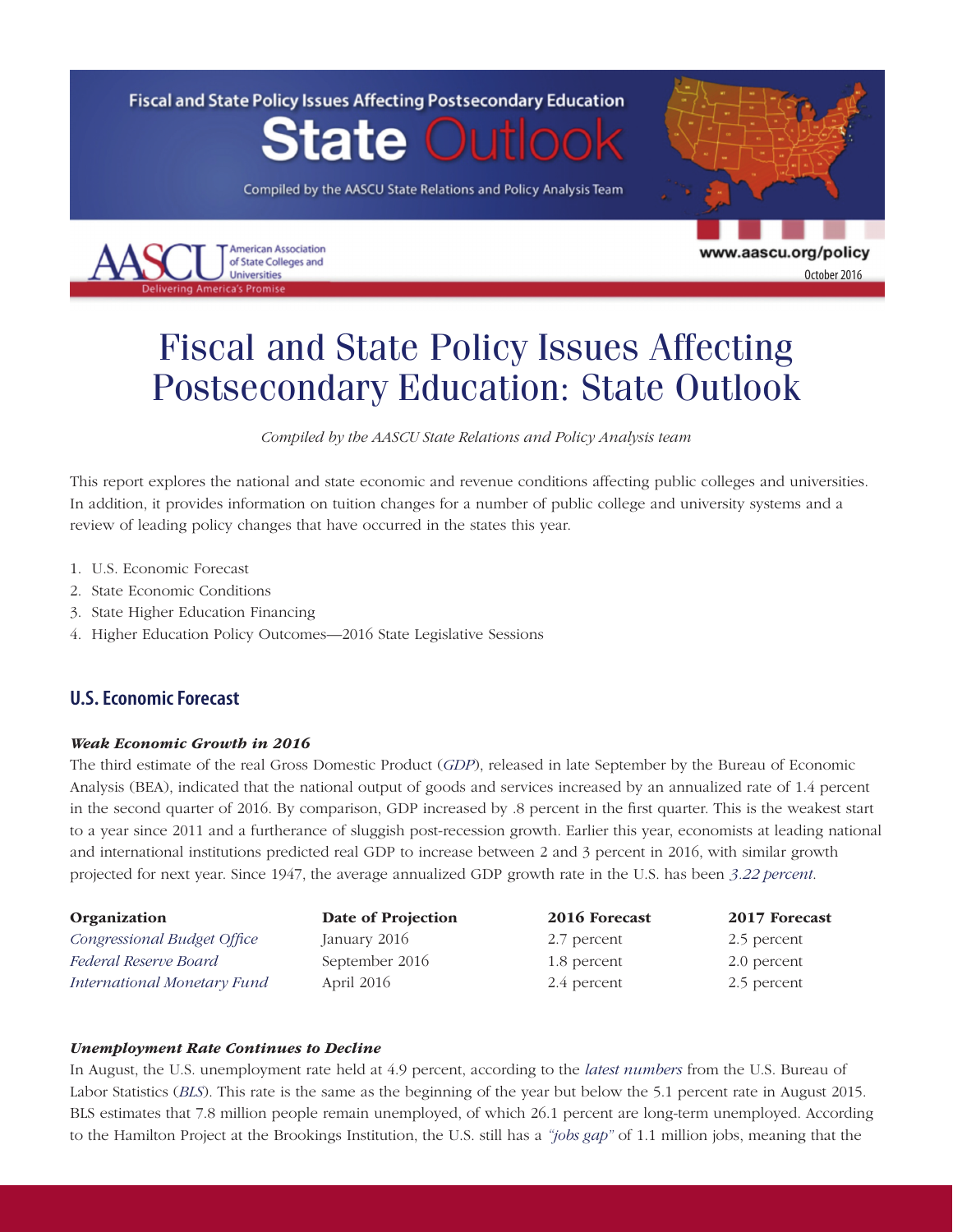Fiscal and State Policy Issues Affecting Postsecondary Education

State Outlook

Compiled by the AASCU State Relations and Policy Analysis Team

AASCU American Association of State Colleges and Universities

Delivering America's Promise

www.aascu.org/policy

October 2016

# Fiscal and State Policy Issues Affecting Postsecondary Education: State Outlook

*Compiled by the AASCU State Relations and Policy Analysis team*

This report explores the national and state economic and revenue conditions affecting public colleges and universities. In addition, it provides information on tuition changes for a number of public college and university systems and a review of leading policy changes that have occurred in the states this year.

1. U.S. Economic Forecast
2. State Economic Conditions
3. State Higher Education Financing
4. Higher Education Policy Outcomes—2016 State Legislative Sessions

## U.S. Economic Forecast

***Weak Economic Growth in 2016***

The third estimate of the real Gross Domestic Product (*GDP*), released in late September by the Bureau of Economic Analysis (BEA), indicated that the national output of goods and services increased by an annualized rate of 1.4 percent in the second quarter of 2016. By comparison, GDP increased by .8 percent in the first quarter. This is the weakest start to a year since 2011 and a furtherance of sluggish post-recession growth. Earlier this year, economists at leading national and international institutions predicted real GDP to increase between 2 and 3 percent in 2016, with similar growth projected for next year. Since 1947, the average annualized GDP growth rate in the U.S. has been *3.22 percent*.

| Organization | Date of Projection | 2016 Forecast | 2017 Forecast |
|---|---|---|---|
| *Congressional Budget Office* | January 2016 | 2.7 percent | 2.5 percent |
| *Federal Reserve Board* | September 2016 | 1.8 percent | 2.0 percent |
| *International Monetary Fund* | April 2016 | 2.4 percent | 2.5 percent |

***Unemployment Rate Continues to Decline***

In August, the U.S. unemployment rate held at 4.9 percent, according to the *latest numbers* from the U.S. Bureau of Labor Statistics (*BLS*). This rate is the same as the beginning of the year but below the 5.1 percent rate in August 2015. BLS estimates that 7.8 million people remain unemployed, of which 26.1 percent are long-term unemployed. According to the Hamilton Project at the Brookings Institution, the U.S. still has a *"jobs gap"* of 1.1 million jobs, meaning that the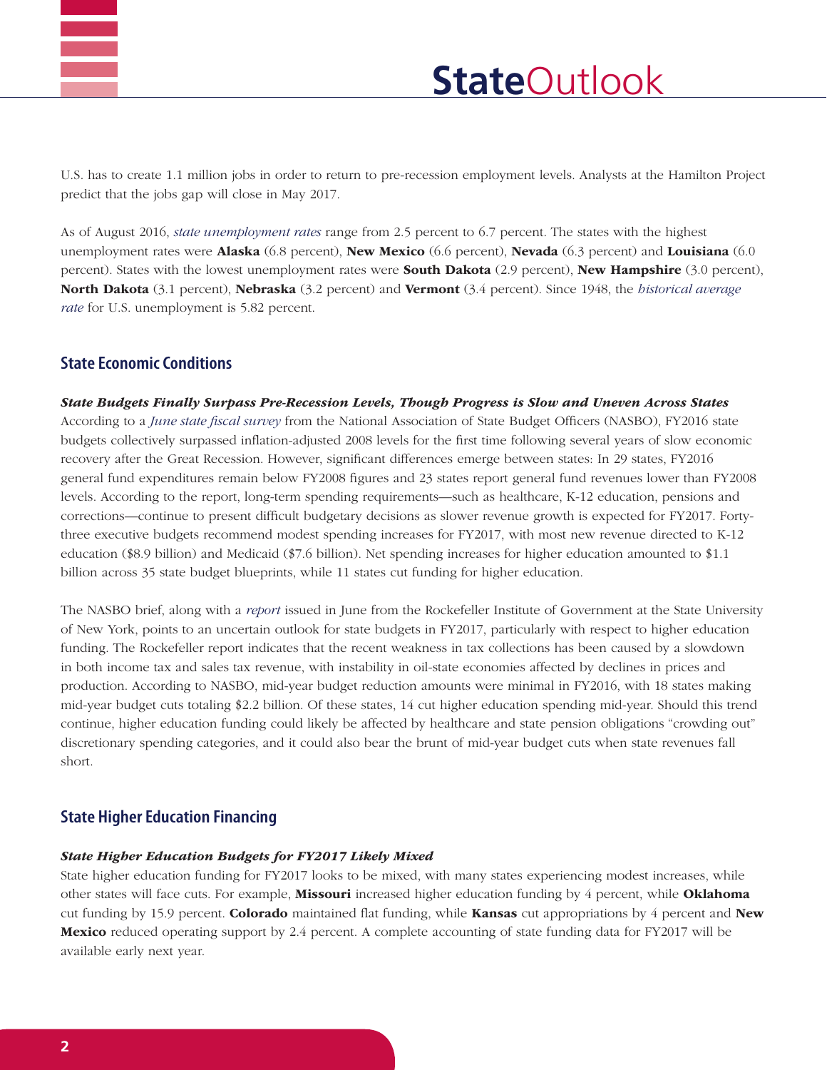U.S. has to create 1.1 million jobs in order to return to pre-recession employment levels. Analysts at the Hamilton Project predict that the jobs gap will close in May 2017.

As of August 2016, *state unemployment rates* range from 2.5 percent to 6.7 percent. The states with the highest unemployment rates were **Alaska** (6.8 percent), **New Mexico** (6.6 percent), **Nevada** (6.3 percent) and **Louisiana** (6.0 percent). States with the lowest unemployment rates were **South Dakota** (2.9 percent), **New Hampshire** (3.0 percent), **North Dakota** (3.1 percent), **Nebraska** (3.2 percent) and **Vermont** (3.4 percent). Since 1948, the *historical average rate* for U.S. unemployment is 5.82 percent.

## State Economic Conditions

***State Budgets Finally Surpass Pre-Recession Levels, Though Progress is Slow and Uneven Across States***

According to a *June state fiscal survey* from the National Association of State Budget Officers (NASBO), FY2016 state budgets collectively surpassed inflation-adjusted 2008 levels for the first time following several years of slow economic recovery after the Great Recession. However, significant differences emerge between states: In 29 states, FY2016 general fund expenditures remain below FY2008 figures and 23 states report general fund revenues lower than FY2008 levels. According to the report, long-term spending requirements—such as healthcare, K-12 education, pensions and corrections—continue to present difficult budgetary decisions as slower revenue growth is expected for FY2017. Forty-three executive budgets recommend modest spending increases for FY2017, with most new revenue directed to K-12 education ($8.9 billion) and Medicaid ($7.6 billion). Net spending increases for higher education amounted to $1.1 billion across 35 state budget blueprints, while 11 states cut funding for higher education.

The NASBO brief, along with a *report* issued in June from the Rockefeller Institute of Government at the State University of New York, points to an uncertain outlook for state budgets in FY2017, particularly with respect to higher education funding. The Rockefeller report indicates that the recent weakness in tax collections has been caused by a slowdown in both income tax and sales tax revenue, with instability in oil-state economies affected by declines in prices and production. According to NASBO, mid-year budget reduction amounts were minimal in FY2016, with 18 states making mid-year budget cuts totaling $2.2 billion. Of these states, 14 cut higher education spending mid-year. Should this trend continue, higher education funding could likely be affected by healthcare and state pension obligations "crowding out" discretionary spending categories, and it could also bear the brunt of mid-year budget cuts when state revenues fall short.

## State Higher Education Financing

***State Higher Education Budgets for FY2017 Likely Mixed***

State higher education funding for FY2017 looks to be mixed, with many states experiencing modest increases, while other states will face cuts. For example, **Missouri** increased higher education funding by 4 percent, while **Oklahoma** cut funding by 15.9 percent. **Colorado** maintained flat funding, while **Kansas** cut appropriations by 4 percent and **New Mexico** reduced operating support by 2.4 percent. A complete accounting of state funding data for FY2017 will be available early next year.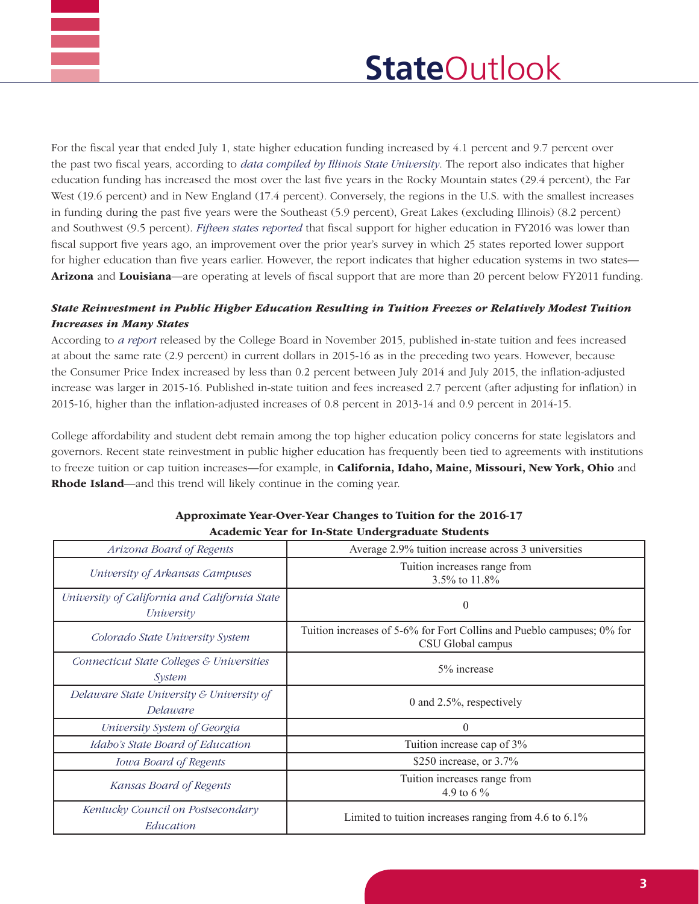For the fiscal year that ended July 1, state higher education funding increased by 4.1 percent and 9.7 percent over the past two fiscal years, according to *data compiled by Illinois State University*. The report also indicates that higher education funding has increased the most over the last five years in the Rocky Mountain states (29.4 percent), the Far West (19.6 percent) and in New England (17.4 percent). Conversely, the regions in the U.S. with the smallest increases in funding during the past five years were the Southeast (5.9 percent), Great Lakes (excluding Illinois) (8.2 percent) and Southwest (9.5 percent). *Fifteen states reported* that fiscal support for higher education in FY2016 was lower than fiscal support five years ago, an improvement over the prior year's survey in which 25 states reported lower support for higher education than five years earlier. However, the report indicates that higher education systems in two states—**Arizona** and **Louisiana**—are operating at levels of fiscal support that are more than 20 percent below FY2011 funding.

***State Reinvestment in Public Higher Education Resulting in Tuition Freezes or Relatively Modest Tuition Increases in Many States***

According to *a report* released by the College Board in November 2015, published in-state tuition and fees increased at about the same rate (2.9 percent) in current dollars in 2015-16 as in the preceding two years. However, because the Consumer Price Index increased by less than 0.2 percent between July 2014 and July 2015, the inflation-adjusted increase was larger in 2015-16. Published in-state tuition and fees increased 2.7 percent (after adjusting for inflation) in 2015-16, higher than the inflation-adjusted increases of 0.8 percent in 2013-14 and 0.9 percent in 2014-15.

College affordability and student debt remain among the top higher education policy concerns for state legislators and governors. Recent state reinvestment in public higher education has frequently been tied to agreements with institutions to freeze tuition or cap tuition increases—for example, in **California, Idaho, Maine, Missouri, New York, Ohio** and **Rhode Island**—and this trend will likely continue in the coming year.

**Approximate Year-Over-Year Changes to Tuition for the 2016-17 Academic Year for In-State Undergraduate Students**

| | |
|---|---|
| *Arizona Board of Regents* | Average 2.9% tuition increase across 3 universities |
| *University of Arkansas Campuses* | Tuition increases range from 3.5% to 11.8% |
| *University of California and California State University* | 0 |
| *Colorado State University System* | Tuition increases of 5-6% for Fort Collins and Pueblo campuses; 0% for CSU Global campus |
| *Connecticut State Colleges & Universities System* | 5% increase |
| *Delaware State University & University of Delaware* | 0 and 2.5%, respectively |
| *University System of Georgia* | 0 |
| *Idaho's State Board of Education* | Tuition increase cap of 3% |
| *Iowa Board of Regents* | $250 increase, or 3.7% |
| *Kansas Board of Regents* | Tuition increases range from 4.9 to 6 % |
| *Kentucky Council on Postsecondary Education* | Limited to tuition increases ranging from 4.6 to 6.1% |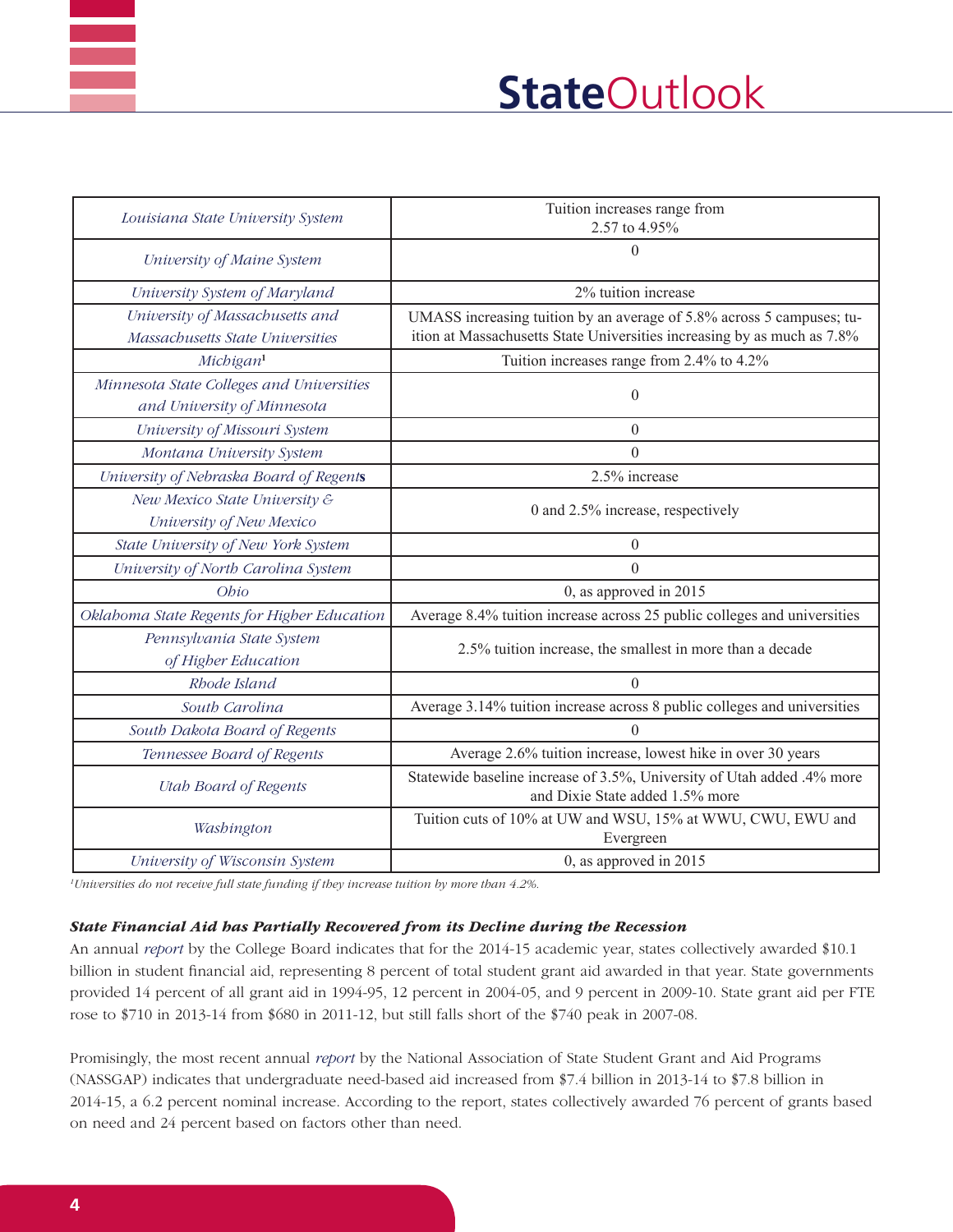| | |
|---|---|
| *Louisiana State University System* | Tuition increases range from 2.57 to 4.95% |
| *University of Maine System* | 0 |
| *University System of Maryland* | 2% tuition increase |
| *University of Massachusetts and Massachusetts State Universities* | UMASS increasing tuition by an average of 5.8% across 5 campuses; tuition at Massachusetts State Universities increasing by as much as 7.8% |
| *Michigan*[1] | Tuition increases range from 2.4% to 4.2% |
| *Minnesota State Colleges and Universities and University of Minnesota* | 0 |
| *University of Missouri System* | 0 |
| *Montana University System* | 0 |
| *University of Nebraska Board of Regents* | 2.5% increase |
| *New Mexico State University & University of New Mexico* | 0 and 2.5% increase, respectively |
| *State University of New York System* | 0 |
| *University of North Carolina System* | 0 |
| *Ohio* | 0, as approved in 2015 |
| *Oklahoma State Regents for Higher Education* | Average 8.4% tuition increase across 25 public colleges and universities |
| *Pennsylvania State System of Higher Education* | 2.5% tuition increase, the smallest in more than a decade |
| *Rhode Island* | 0 |
| *South Carolina* | Average 3.14% tuition increase across 8 public colleges and universities |
| *South Dakota Board of Regents* | 0 |
| *Tennessee Board of Regents* | Average 2.6% tuition increase, lowest hike in over 30 years |
| *Utah Board of Regents* | Statewide baseline increase of 3.5%, University of Utah added .4% more and Dixie State added 1.5% more |
| *Washington* | Tuition cuts of 10% at UW and WSU, 15% at WWU, CWU, EWU and Evergreen |
| *University of Wisconsin System* | 0, as approved in 2015 |

*[1]Universities do not receive full state funding if they increase tuition by more than 4.2%.*

### *State Financial Aid has Partially Recovered from its Decline during the Recession*

An annual *report* by the College Board indicates that for the 2014-15 academic year, states collectively awarded $10.1 billion in student financial aid, representing 8 percent of total student grant aid awarded in that year. State governments provided 14 percent of all grant aid in 1994-95, 12 percent in 2004-05, and 9 percent in 2009-10. State grant aid per FTE rose to $710 in 2013-14 from $680 in 2011-12, but still falls short of the $740 peak in 2007-08.

Promisingly, the most recent annual *report* by the National Association of State Student Grant and Aid Programs (NASSGAP) indicates that undergraduate need-based aid increased from $7.4 billion in 2013-14 to $7.8 billion in 2014-15, a 6.2 percent nominal increase. According to the report, states collectively awarded 76 percent of grants based on need and 24 percent based on factors other than need.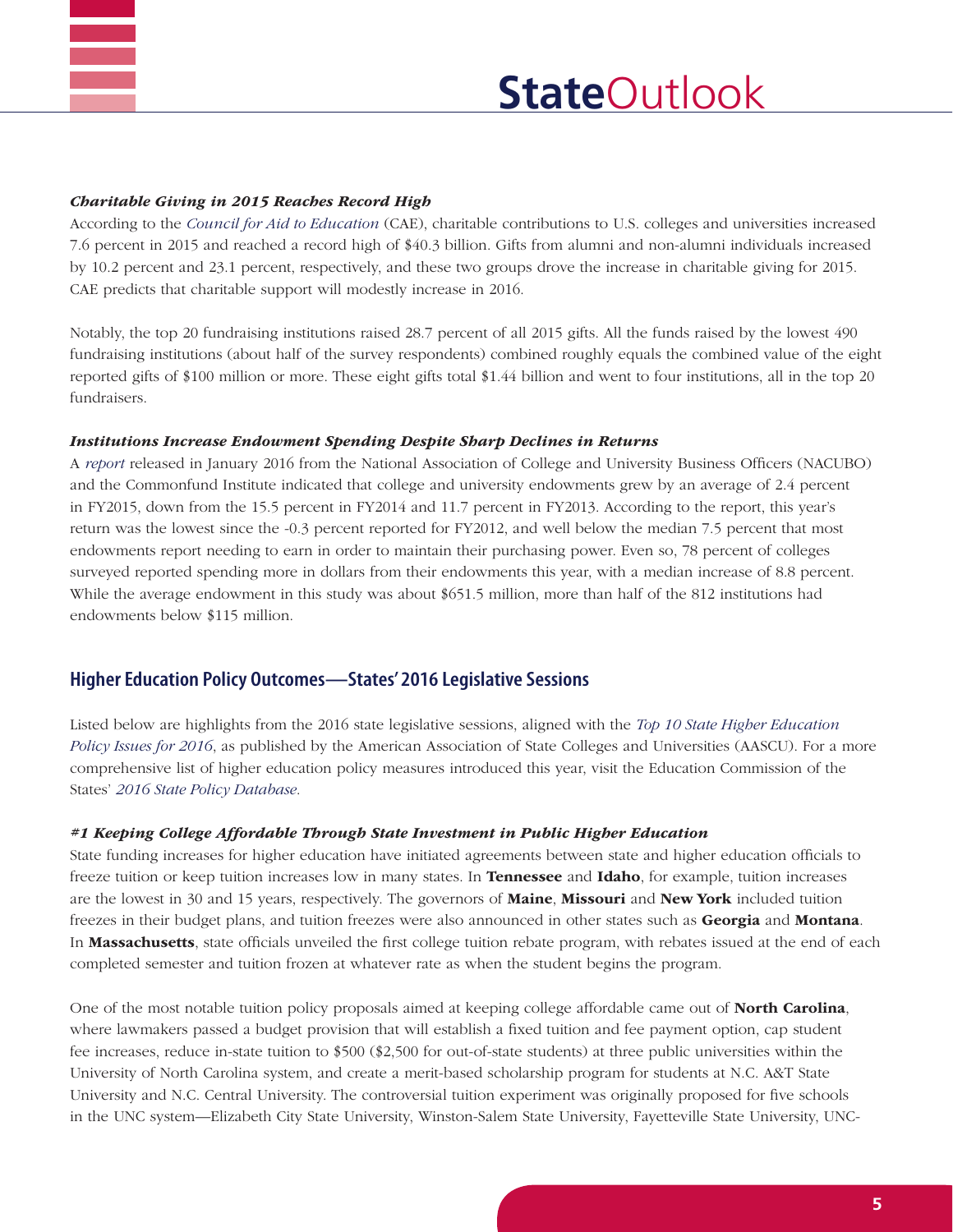***Charitable Giving in 2015 Reaches Record High***

According to the *Council for Aid to Education* (CAE), charitable contributions to U.S. colleges and universities increased 7.6 percent in 2015 and reached a record high of $40.3 billion. Gifts from alumni and non-alumni individuals increased by 10.2 percent and 23.1 percent, respectively, and these two groups drove the increase in charitable giving for 2015. CAE predicts that charitable support will modestly increase in 2016.

Notably, the top 20 fundraising institutions raised 28.7 percent of all 2015 gifts. All the funds raised by the lowest 490 fundraising institutions (about half of the survey respondents) combined roughly equals the combined value of the eight reported gifts of $100 million or more. These eight gifts total $1.44 billion and went to four institutions, all in the top 20 fundraisers.

***Institutions Increase Endowment Spending Despite Sharp Declines in Returns***

A *report* released in January 2016 from the National Association of College and University Business Officers (NACUBO) and the Commonfund Institute indicated that college and university endowments grew by an average of 2.4 percent in FY2015, down from the 15.5 percent in FY2014 and 11.7 percent in FY2013. According to the report, this year's return was the lowest since the -0.3 percent reported for FY2012, and well below the median 7.5 percent that most endowments report needing to earn in order to maintain their purchasing power. Even so, 78 percent of colleges surveyed reported spending more in dollars from their endowments this year, with a median increase of 8.8 percent. While the average endowment in this study was about $651.5 million, more than half of the 812 institutions had endowments below $115 million.

## Higher Education Policy Outcomes—States' 2016 Legislative Sessions

Listed below are highlights from the 2016 state legislative sessions, aligned with the *Top 10 State Higher Education Policy Issues for 2016*, as published by the American Association of State Colleges and Universities (AASCU). For a more comprehensive list of higher education policy measures introduced this year, visit the Education Commission of the States' *2016 State Policy Database*.

***#1 Keeping College Affordable Through State Investment in Public Higher Education***

State funding increases for higher education have initiated agreements between state and higher education officials to freeze tuition or keep tuition increases low in many states. In **Tennessee** and **Idaho**, for example, tuition increases are the lowest in 30 and 15 years, respectively. The governors of **Maine**, **Missouri** and **New York** included tuition freezes in their budget plans, and tuition freezes were also announced in other states such as **Georgia** and **Montana**. In **Massachusetts**, state officials unveiled the first college tuition rebate program, with rebates issued at the end of each completed semester and tuition frozen at whatever rate as when the student begins the program.

One of the most notable tuition policy proposals aimed at keeping college affordable came out of **North Carolina**, where lawmakers passed a budget provision that will establish a fixed tuition and fee payment option, cap student fee increases, reduce in-state tuition to $500 ($2,500 for out-of-state students) at three public universities within the University of North Carolina system, and create a merit-based scholarship program for students at N.C. A&T State University and N.C. Central University. The controversial tuition experiment was originally proposed for five schools in the UNC system—Elizabeth City State University, Winston-Salem State University, Fayetteville State University, UNC-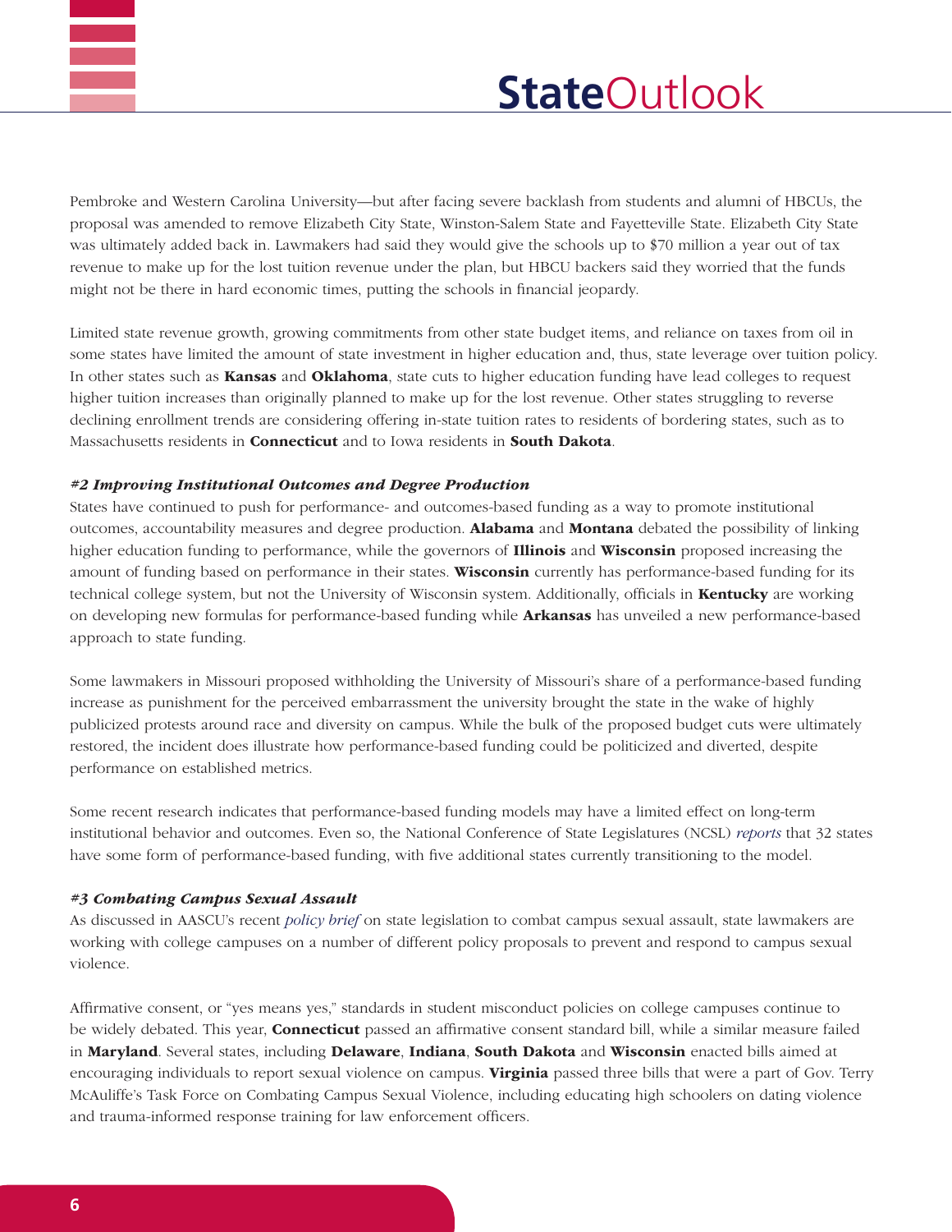Pembroke and Western Carolina University—but after facing severe backlash from students and alumni of HBCUs, the proposal was amended to remove Elizabeth City State, Winston-Salem State and Fayetteville State. Elizabeth City State was ultimately added back in. Lawmakers had said they would give the schools up to $70 million a year out of tax revenue to make up for the lost tuition revenue under the plan, but HBCU backers said they worried that the funds might not be there in hard economic times, putting the schools in financial jeopardy.

Limited state revenue growth, growing commitments from other state budget items, and reliance on taxes from oil in some states have limited the amount of state investment in higher education and, thus, state leverage over tuition policy. In other states such as **Kansas** and **Oklahoma**, state cuts to higher education funding have lead colleges to request higher tuition increases than originally planned to make up for the lost revenue. Other states struggling to reverse declining enrollment trends are considering offering in-state tuition rates to residents of bordering states, such as to Massachusetts residents in **Connecticut** and to Iowa residents in **South Dakota**.

***#2 Improving Institutional Outcomes and Degree Production***

States have continued to push for performance- and outcomes-based funding as a way to promote institutional outcomes, accountability measures and degree production. **Alabama** and **Montana** debated the possibility of linking higher education funding to performance, while the governors of **Illinois** and **Wisconsin** proposed increasing the amount of funding based on performance in their states. **Wisconsin** currently has performance-based funding for its technical college system, but not the University of Wisconsin system. Additionally, officials in **Kentucky** are working on developing new formulas for performance-based funding while **Arkansas** has unveiled a new performance-based approach to state funding.

Some lawmakers in Missouri proposed withholding the University of Missouri's share of a performance-based funding increase as punishment for the perceived embarrassment the university brought the state in the wake of highly publicized protests around race and diversity on campus. While the bulk of the proposed budget cuts were ultimately restored, the incident does illustrate how performance-based funding could be politicized and diverted, despite performance on established metrics.

Some recent research indicates that performance-based funding models may have a limited effect on long-term institutional behavior and outcomes. Even so, the National Conference of State Legislatures (NCSL) *reports* that 32 states have some form of performance-based funding, with five additional states currently transitioning to the model.

***#3 Combating Campus Sexual Assault***

As discussed in AASCU's recent *policy brief* on state legislation to combat campus sexual assault, state lawmakers are working with college campuses on a number of different policy proposals to prevent and respond to campus sexual violence.

Affirmative consent, or "yes means yes," standards in student misconduct policies on college campuses continue to be widely debated. This year, **Connecticut** passed an affirmative consent standard bill, while a similar measure failed in **Maryland**. Several states, including **Delaware**, **Indiana**, **South Dakota** and **Wisconsin** enacted bills aimed at encouraging individuals to report sexual violence on campus. **Virginia** passed three bills that were a part of Gov. Terry McAuliffe's Task Force on Combating Campus Sexual Violence, including educating high schoolers on dating violence and trauma-informed response training for law enforcement officers.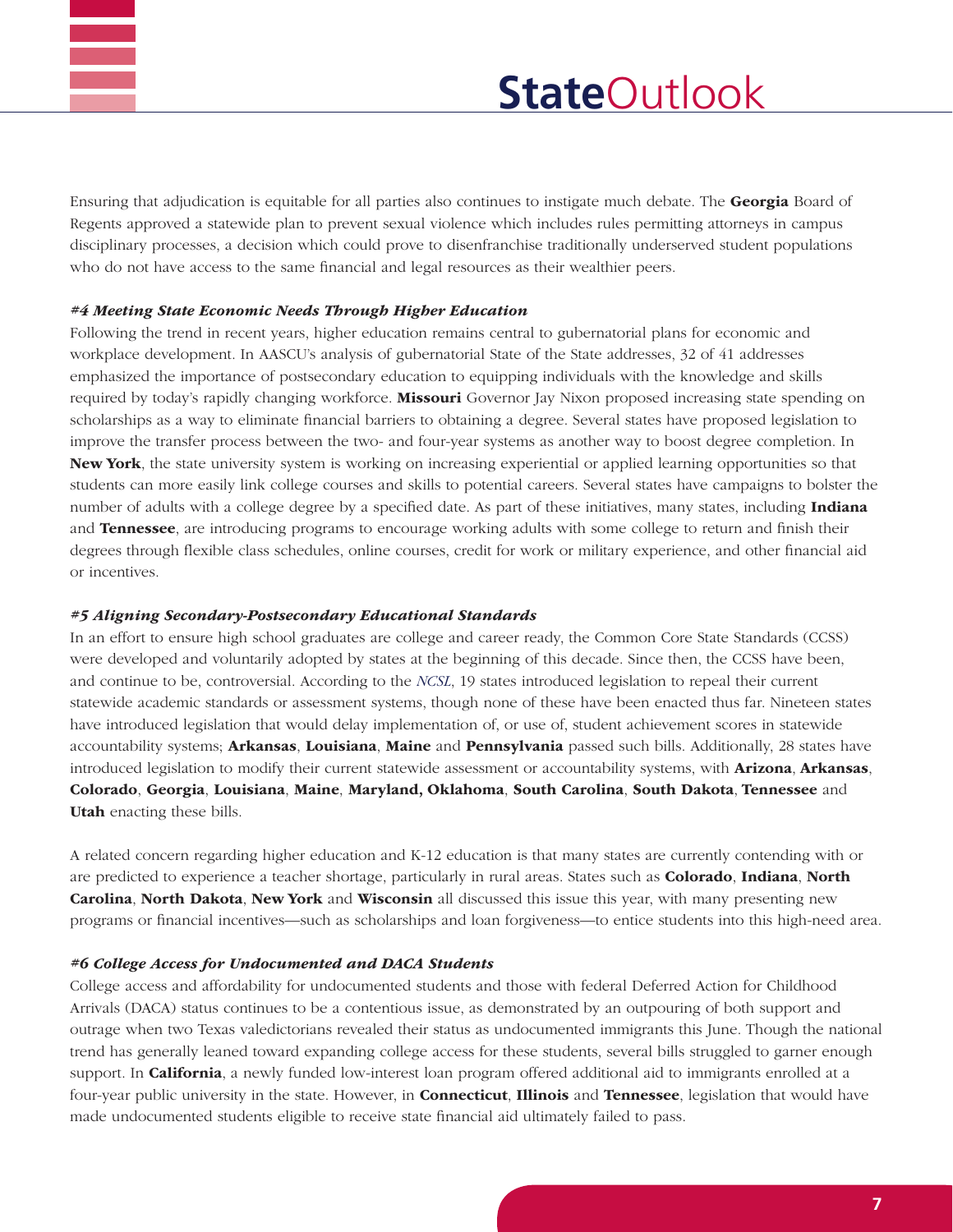Ensuring that adjudication is equitable for all parties also continues to instigate much debate. The **Georgia** Board of Regents approved a statewide plan to prevent sexual violence which includes rules permitting attorneys in campus disciplinary processes, a decision which could prove to disenfranchise traditionally underserved student populations who do not have access to the same financial and legal resources as their wealthier peers.

***#4 Meeting State Economic Needs Through Higher Education***

Following the trend in recent years, higher education remains central to gubernatorial plans for economic and workplace development. In AASCU's analysis of gubernatorial State of the State addresses, 32 of 41 addresses emphasized the importance of postsecondary education to equipping individuals with the knowledge and skills required by today's rapidly changing workforce. **Missouri** Governor Jay Nixon proposed increasing state spending on scholarships as a way to eliminate financial barriers to obtaining a degree. Several states have proposed legislation to improve the transfer process between the two- and four-year systems as another way to boost degree completion. In **New York**, the state university system is working on increasing experiential or applied learning opportunities so that students can more easily link college courses and skills to potential careers. Several states have campaigns to bolster the number of adults with a college degree by a specified date. As part of these initiatives, many states, including **Indiana** and **Tennessee**, are introducing programs to encourage working adults with some college to return and finish their degrees through flexible class schedules, online courses, credit for work or military experience, and other financial aid or incentives.

***#5 Aligning Secondary-Postsecondary Educational Standards***

In an effort to ensure high school graduates are college and career ready, the Common Core State Standards (CCSS) were developed and voluntarily adopted by states at the beginning of this decade. Since then, the CCSS have been, and continue to be, controversial. According to the *NCSL*, 19 states introduced legislation to repeal their current statewide academic standards or assessment systems, though none of these have been enacted thus far. Nineteen states have introduced legislation that would delay implementation of, or use of, student achievement scores in statewide accountability systems; **Arkansas**, **Louisiana**, **Maine** and **Pennsylvania** passed such bills. Additionally, 28 states have introduced legislation to modify their current statewide assessment or accountability systems, with **Arizona**, **Arkansas**, **Colorado**, **Georgia**, **Louisiana**, **Maine**, **Maryland, Oklahoma**, **South Carolina**, **South Dakota**, **Tennessee** and **Utah** enacting these bills.

A related concern regarding higher education and K-12 education is that many states are currently contending with or are predicted to experience a teacher shortage, particularly in rural areas. States such as **Colorado**, **Indiana**, **North Carolina**, **North Dakota**, **New York** and **Wisconsin** all discussed this issue this year, with many presenting new programs or financial incentives—such as scholarships and loan forgiveness—to entice students into this high-need area.

***#6 College Access for Undocumented and DACA Students***

College access and affordability for undocumented students and those with federal Deferred Action for Childhood Arrivals (DACA) status continues to be a contentious issue, as demonstrated by an outpouring of both support and outrage when two Texas valedictorians revealed their status as undocumented immigrants this June. Though the national trend has generally leaned toward expanding college access for these students, several bills struggled to garner enough support. In **California**, a newly funded low-interest loan program offered additional aid to immigrants enrolled at a four-year public university in the state. However, in **Connecticut**, **Illinois** and **Tennessee**, legislation that would have made undocumented students eligible to receive state financial aid ultimately failed to pass.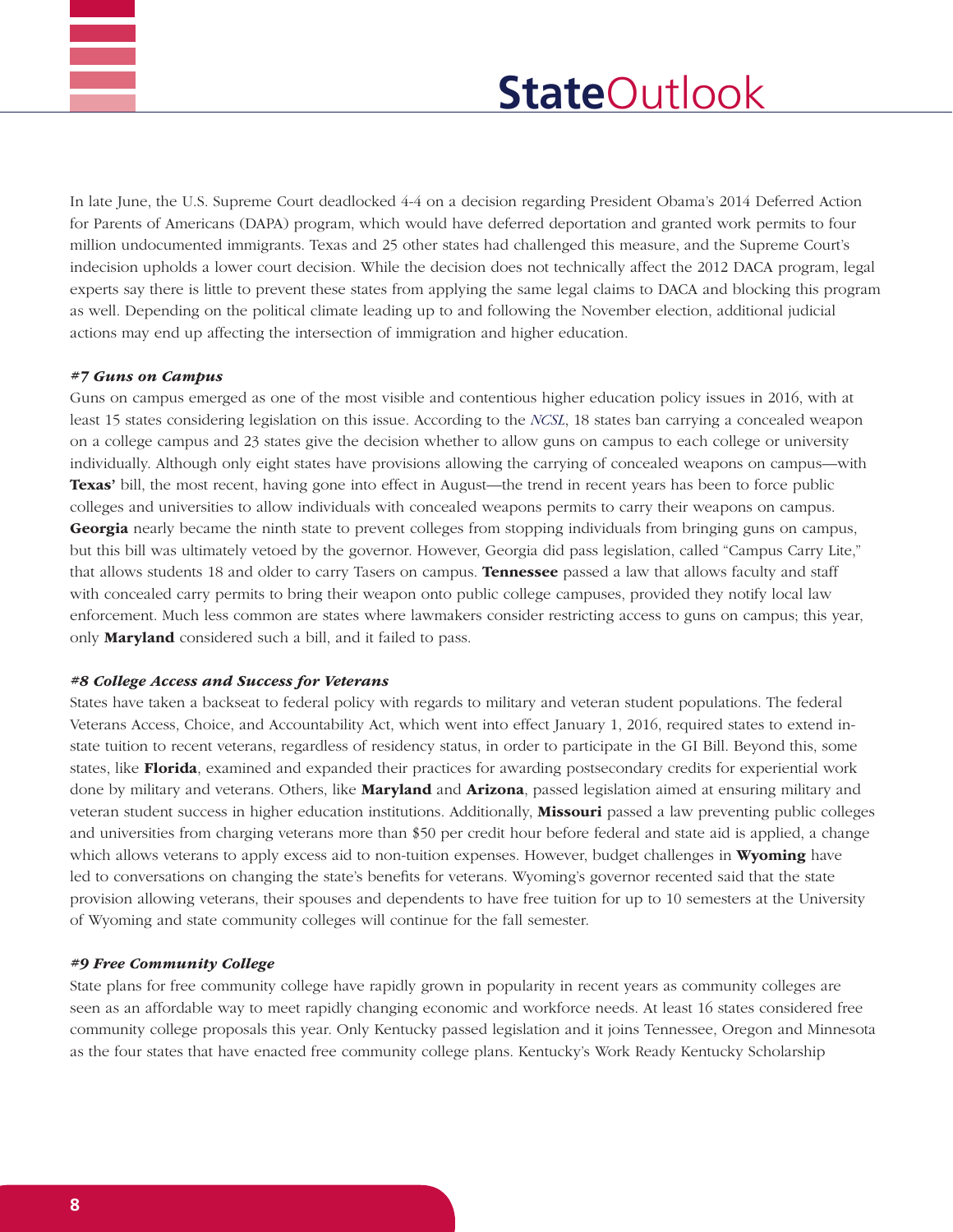In late June, the U.S. Supreme Court deadlocked 4-4 on a decision regarding President Obama's 2014 Deferred Action for Parents of Americans (DAPA) program, which would have deferred deportation and granted work permits to four million undocumented immigrants. Texas and 25 other states had challenged this measure, and the Supreme Court's indecision upholds a lower court decision. While the decision does not technically affect the 2012 DACA program, legal experts say there is little to prevent these states from applying the same legal claims to DACA and blocking this program as well. Depending on the political climate leading up to and following the November election, additional judicial actions may end up affecting the intersection of immigration and higher education.

***#7 Guns on Campus***

Guns on campus emerged as one of the most visible and contentious higher education policy issues in 2016, with at least 15 states considering legislation on this issue. According to the *NCSL*, 18 states ban carrying a concealed weapon on a college campus and 23 states give the decision whether to allow guns on campus to each college or university individually. Although only eight states have provisions allowing the carrying of concealed weapons on campus—with **Texas'** bill, the most recent, having gone into effect in August—the trend in recent years has been to force public colleges and universities to allow individuals with concealed weapons permits to carry their weapons on campus. **Georgia** nearly became the ninth state to prevent colleges from stopping individuals from bringing guns on campus, but this bill was ultimately vetoed by the governor. However, Georgia did pass legislation, called "Campus Carry Lite," that allows students 18 and older to carry Tasers on campus. **Tennessee** passed a law that allows faculty and staff with concealed carry permits to bring their weapon onto public college campuses, provided they notify local law enforcement. Much less common are states where lawmakers consider restricting access to guns on campus; this year, only **Maryland** considered such a bill, and it failed to pass.

***#8 College Access and Success for Veterans***

States have taken a backseat to federal policy with regards to military and veteran student populations. The federal Veterans Access, Choice, and Accountability Act, which went into effect January 1, 2016, required states to extend in-state tuition to recent veterans, regardless of residency status, in order to participate in the GI Bill. Beyond this, some states, like **Florida**, examined and expanded their practices for awarding postsecondary credits for experiential work done by military and veterans. Others, like **Maryland** and **Arizona**, passed legislation aimed at ensuring military and veteran student success in higher education institutions. Additionally, **Missouri** passed a law preventing public colleges and universities from charging veterans more than $50 per credit hour before federal and state aid is applied, a change which allows veterans to apply excess aid to non-tuition expenses. However, budget challenges in **Wyoming** have led to conversations on changing the state's benefits for veterans. Wyoming's governor recented said that the state provision allowing veterans, their spouses and dependents to have free tuition for up to 10 semesters at the University of Wyoming and state community colleges will continue for the fall semester.

***#9 Free Community College***

State plans for free community college have rapidly grown in popularity in recent years as community colleges are seen as an affordable way to meet rapidly changing economic and workforce needs. At least 16 states considered free community college proposals this year. Only Kentucky passed legislation and it joins Tennessee, Oregon and Minnesota as the four states that have enacted free community college plans. Kentucky's Work Ready Kentucky Scholarship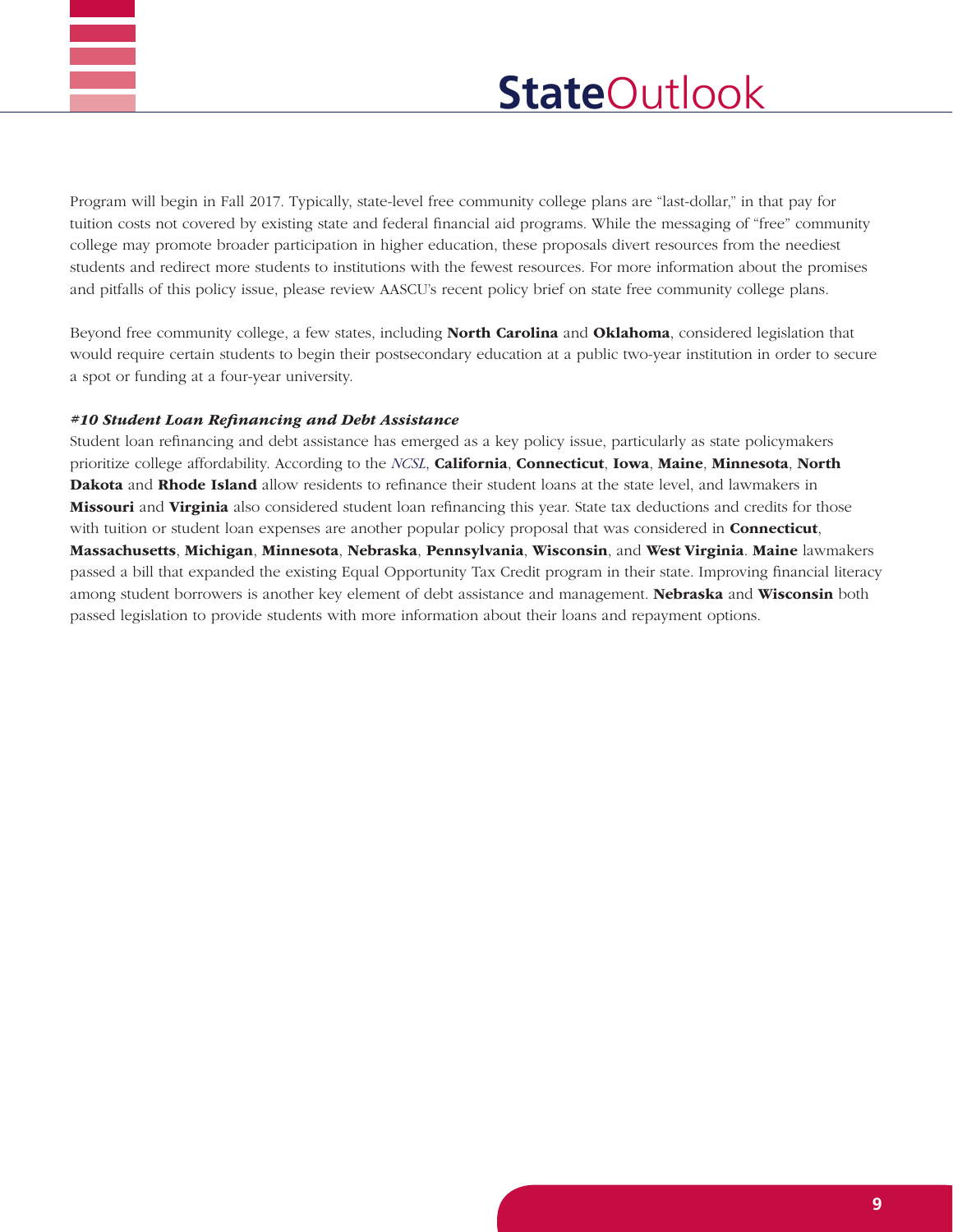Program will begin in Fall 2017. Typically, state-level free community college plans are "last-dollar," in that pay for tuition costs not covered by existing state and federal financial aid programs. While the messaging of "free" community college may promote broader participation in higher education, these proposals divert resources from the neediest students and redirect more students to institutions with the fewest resources. For more information about the promises and pitfalls of this policy issue, please review AASCU's recent policy brief on state free community college plans.

Beyond free community college, a few states, including **North Carolina** and **Oklahoma**, considered legislation that would require certain students to begin their postsecondary education at a public two-year institution in order to secure a spot or funding at a four-year university.

***#10 Student Loan Refinancing and Debt Assistance***

Student loan refinancing and debt assistance has emerged as a key policy issue, particularly as state policymakers prioritize college affordability. According to the *NCSL*, **California**, **Connecticut**, **Iowa**, **Maine**, **Minnesota**, **North Dakota** and **Rhode Island** allow residents to refinance their student loans at the state level, and lawmakers in **Missouri** and **Virginia** also considered student loan refinancing this year. State tax deductions and credits for those with tuition or student loan expenses are another popular policy proposal that was considered in **Connecticut**, **Massachusetts**, **Michigan**, **Minnesota**, **Nebraska**, **Pennsylvania**, **Wisconsin**, and **West Virginia**. **Maine** lawmakers passed a bill that expanded the existing Equal Opportunity Tax Credit program in their state. Improving financial literacy among student borrowers is another key element of debt assistance and management. **Nebraska** and **Wisconsin** both passed legislation to provide students with more information about their loans and repayment options.